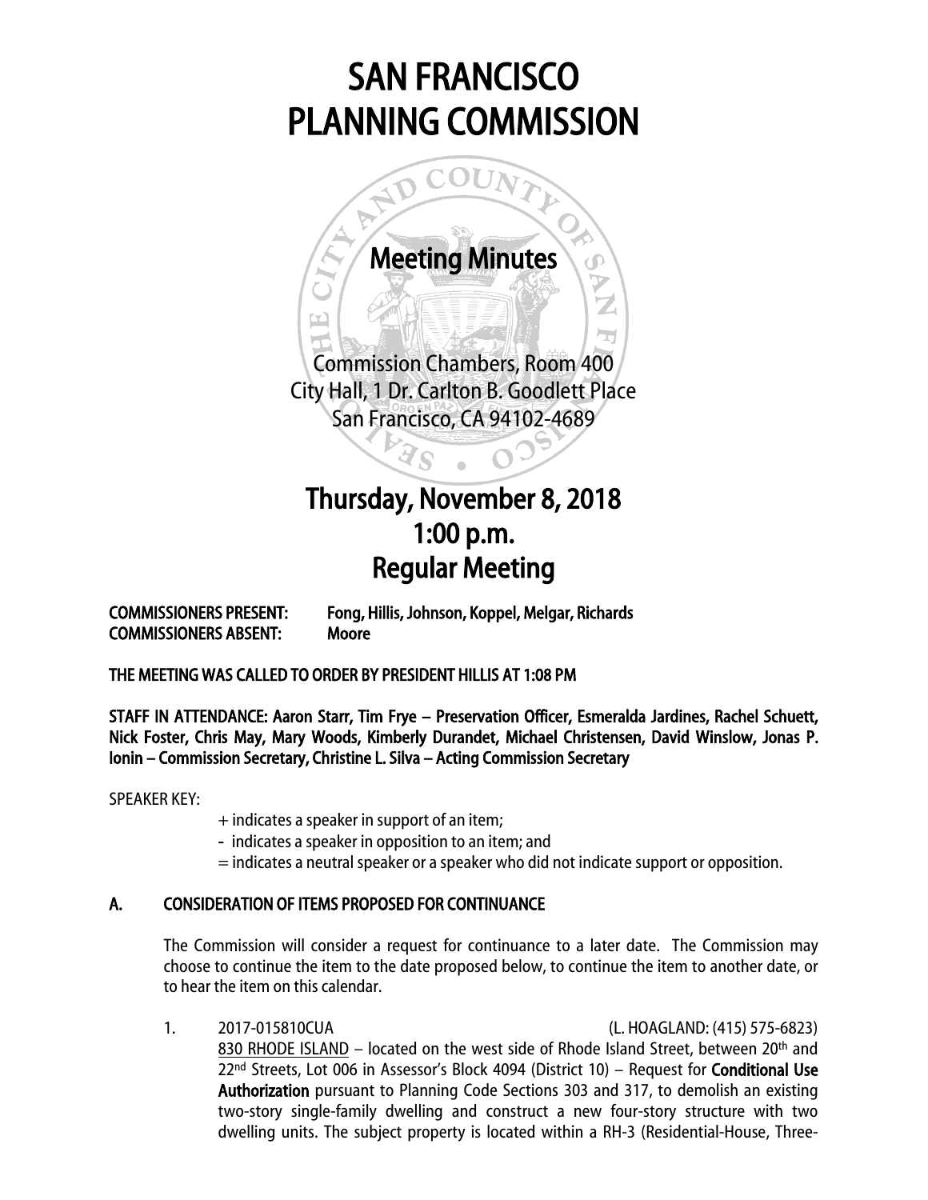# SAN FRANCISCO PLANNING COMMISSION

## Meeting Minutes

Commission Chambers, Room 400
City Hall, 1 Dr. Carlton B. Goodlett Place
San Francisco, CA 94102-4689

## Thursday, November 8, 2018
## 1:00 p.m.
## Regular Meeting

**COMMISSIONERS PRESENT:** **Fong, Hillis, Johnson, Koppel, Melgar, Richards**
**COMMISSIONERS ABSENT:** **Moore**

**THE MEETING WAS CALLED TO ORDER BY PRESIDENT HILLIS AT 1:08 PM**

**STAFF IN ATTENDANCE: Aaron Starr, Tim Frye – Preservation Officer, Esmeralda Jardines, Rachel Schuett, Nick Foster, Chris May, Mary Woods, Kimberly Durandet, Michael Christensen, David Winslow, Jonas P. Ionin – Commission Secretary, Christine L. Silva – Acting Commission Secretary**

SPEAKER KEY:

+ indicates a speaker in support of an item;
- indicates a speaker in opposition to an item; and
= indicates a neutral speaker or a speaker who did not indicate support or opposition.

### A. CONSIDERATION OF ITEMS PROPOSED FOR CONTINUANCE

The Commission will consider a request for continuance to a later date. The Commission may choose to continue the item to the date proposed below, to continue the item to another date, or to hear the item on this calendar.

1. 2017-015810CUA (L. HOAGLAND: (415) 575-6823)
<u>830 RHODE ISLAND</u> – located on the west side of Rhode Island Street, between 20th and 22nd Streets, Lot 006 in Assessor's Block 4094 (District 10) – Request for **Conditional Use Authorization** pursuant to Planning Code Sections 303 and 317, to demolish an existing two-story single-family dwelling and construct a new four-story structure with two dwelling units. The subject property is located within a RH-3 (Residential-House, Three-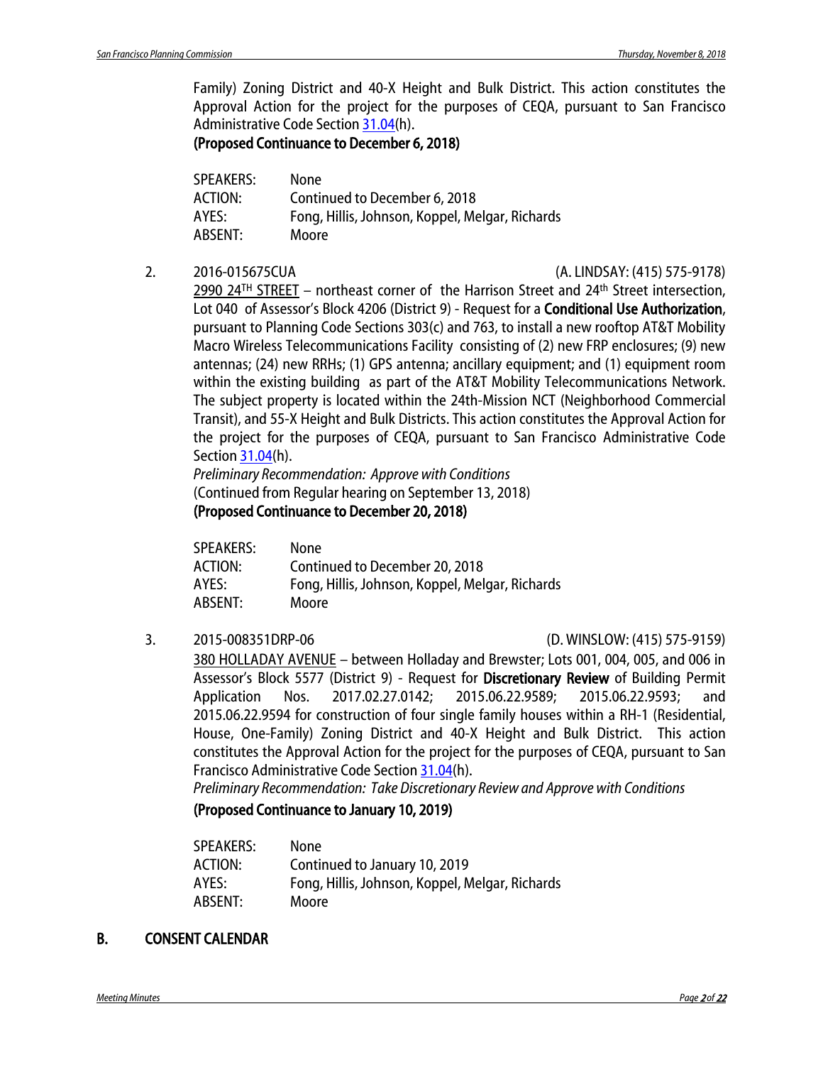Family) Zoning District and 40-X Height and Bulk District. This action constitutes the Approval Action for the project for the purposes of CEQA, pursuant to San Francisco Administrative Code Section 31.04(h).

**(Proposed Continuance to December 6, 2018)**

SPEAKERS: None
ACTION: Continued to December 6, 2018
AYES: Fong, Hillis, Johnson, Koppel, Melgar, Richards
ABSENT: Moore

2. 2016-015675CUA (A. LINDSAY: (415) 575-9178)

2990 24TH STREET – northeast corner of the Harrison Street and 24th Street intersection, Lot 040 of Assessor's Block 4206 (District 9) - Request for a **Conditional Use Authorization**, pursuant to Planning Code Sections 303(c) and 763, to install a new rooftop AT&T Mobility Macro Wireless Telecommunications Facility consisting of (2) new FRP enclosures; (9) new antennas; (24) new RRHs; (1) GPS antenna; ancillary equipment; and (1) equipment room within the existing building as part of the AT&T Mobility Telecommunications Network. The subject property is located within the 24th-Mission NCT (Neighborhood Commercial Transit), and 55-X Height and Bulk Districts. This action constitutes the Approval Action for the project for the purposes of CEQA, pursuant to San Francisco Administrative Code Section 31.04(h).

*Preliminary Recommendation: Approve with Conditions*

(Continued from Regular hearing on September 13, 2018)

**(Proposed Continuance to December 20, 2018)**

SPEAKERS: None
ACTION: Continued to December 20, 2018
AYES: Fong, Hillis, Johnson, Koppel, Melgar, Richards
ABSENT: Moore

3. 2015-008351DRP-06 (D. WINSLOW: (415) 575-9159)

380 HOLLADAY AVENUE – between Holladay and Brewster; Lots 001, 004, 005, and 006 in Assessor's Block 5577 (District 9) - Request for **Discretionary Review** of Building Permit Application Nos. 2017.02.27.0142; 2015.06.22.9589; 2015.06.22.9593; and 2015.06.22.9594 for construction of four single family houses within a RH-1 (Residential, House, One-Family) Zoning District and 40-X Height and Bulk District. This action constitutes the Approval Action for the project for the purposes of CEQA, pursuant to San Francisco Administrative Code Section 31.04(h).

*Preliminary Recommendation: Take Discretionary Review and Approve with Conditions*

**(Proposed Continuance to January 10, 2019)**

SPEAKERS: None
ACTION: Continued to January 10, 2019
AYES: Fong, Hillis, Johnson, Koppel, Melgar, Richards
ABSENT: Moore

## B. CONSENT CALENDAR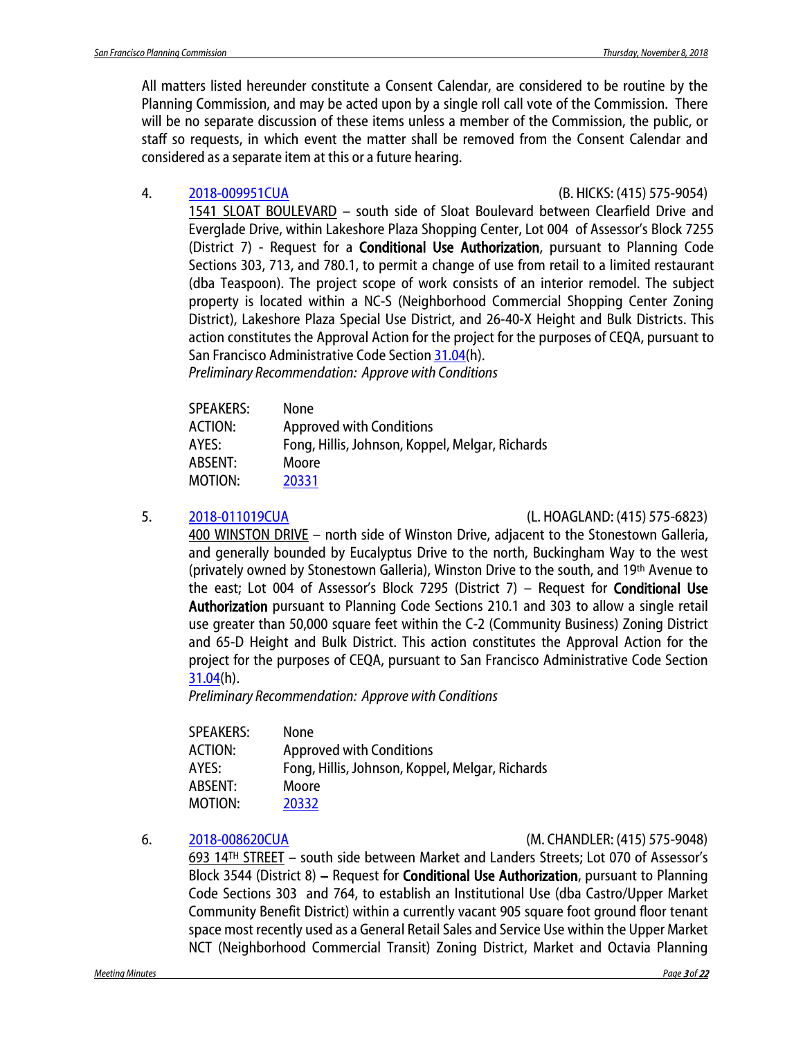All matters listed hereunder constitute a Consent Calendar, are considered to be routine by the Planning Commission, and may be acted upon by a single roll call vote of the Commission. There will be no separate discussion of these items unless a member of the Commission, the public, or staff so requests, in which event the matter shall be removed from the Consent Calendar and considered as a separate item at this or a future hearing.

4. 2018-009951CUA (B. HICKS: (415) 575-9054)

1541 SLOAT BOULEVARD – south side of Sloat Boulevard between Clearfield Drive and Everglade Drive, within Lakeshore Plaza Shopping Center, Lot 004 of Assessor's Block 7255 (District 7) - Request for a **Conditional Use Authorization**, pursuant to Planning Code Sections 303, 713, and 780.1, to permit a change of use from retail to a limited restaurant (dba Teaspoon). The project scope of work consists of an interior remodel. The subject property is located within a NC-S (Neighborhood Commercial Shopping Center Zoning District), Lakeshore Plaza Special Use District, and 26-40-X Height and Bulk Districts. This action constitutes the Approval Action for the project for the purposes of CEQA, pursuant to San Francisco Administrative Code Section 31.04(h).

*Preliminary Recommendation: Approve with Conditions*

SPEAKERS: None
ACTION: Approved with Conditions
AYES: Fong, Hillis, Johnson, Koppel, Melgar, Richards
ABSENT: Moore
MOTION: 20331

5. 2018-011019CUA (L. HOAGLAND: (415) 575-6823)

400 WINSTON DRIVE – north side of Winston Drive, adjacent to the Stonestown Galleria, and generally bounded by Eucalyptus Drive to the north, Buckingham Way to the west (privately owned by Stonestown Galleria), Winston Drive to the south, and 19th Avenue to the east; Lot 004 of Assessor's Block 7295 (District 7) – Request for **Conditional Use Authorization** pursuant to Planning Code Sections 210.1 and 303 to allow a single retail use greater than 50,000 square feet within the C-2 (Community Business) Zoning District and 65-D Height and Bulk District. This action constitutes the Approval Action for the project for the purposes of CEQA, pursuant to San Francisco Administrative Code Section 31.04(h).

*Preliminary Recommendation: Approve with Conditions*

SPEAKERS: None
ACTION: Approved with Conditions
AYES: Fong, Hillis, Johnson, Koppel, Melgar, Richards
ABSENT: Moore
MOTION: 20332

6. 2018-008620CUA (M. CHANDLER: (415) 575-9048)

693 14TH STREET – south side between Market and Landers Streets; Lot 070 of Assessor's Block 3544 (District 8) – Request for **Conditional Use Authorization**, pursuant to Planning Code Sections 303 and 764, to establish an Institutional Use (dba Castro/Upper Market Community Benefit District) within a currently vacant 905 square foot ground floor tenant space most recently used as a General Retail Sales and Service Use within the Upper Market NCT (Neighborhood Commercial Transit) Zoning District, Market and Octavia Planning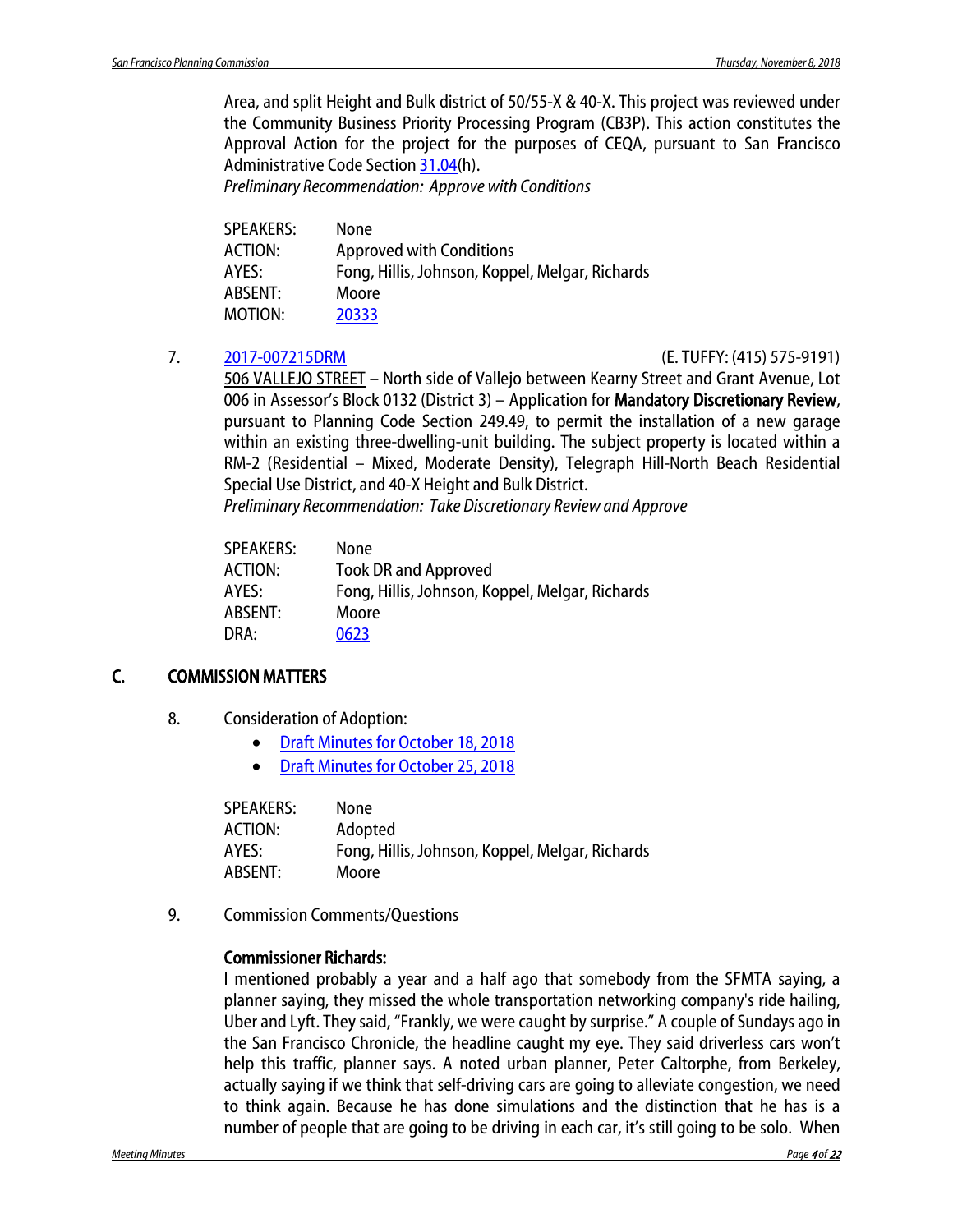Area, and split Height and Bulk district of 50/55-X & 40-X. This project was reviewed under the Community Business Priority Processing Program (CB3P). This action constitutes the Approval Action for the project for the purposes of CEQA, pursuant to San Francisco Administrative Code Section 31.04(h).
*Preliminary Recommendation: Approve with Conditions*

| | |
|---|---|
| SPEAKERS: | None |
| ACTION: | Approved with Conditions |
| AYES: | Fong, Hillis, Johnson, Koppel, Melgar, Richards |
| ABSENT: | Moore |
| MOTION: | 20333 |

7. 2017-007215DRM (E. TUFFY: (415) 575-9191)
506 VALLEJO STREET – North side of Vallejo between Kearny Street and Grant Avenue, Lot 006 in Assessor's Block 0132 (District 3) – Application for **Mandatory Discretionary Review**, pursuant to Planning Code Section 249.49, to permit the installation of a new garage within an existing three-dwelling-unit building. The subject property is located within a RM-2 (Residential – Mixed, Moderate Density), Telegraph Hill-North Beach Residential Special Use District, and 40-X Height and Bulk District.
*Preliminary Recommendation: Take Discretionary Review and Approve*

| | |
|---|---|
| SPEAKERS: | None |
| ACTION: | Took DR and Approved |
| AYES: | Fong, Hillis, Johnson, Koppel, Melgar, Richards |
| ABSENT: | Moore |
| DRA: | 0623 |

## C. COMMISSION MATTERS

8. Consideration of Adoption:
   - Draft Minutes for October 18, 2018
   - Draft Minutes for October 25, 2018

| | |
|---|---|
| SPEAKERS: | None |
| ACTION: | Adopted |
| AYES: | Fong, Hillis, Johnson, Koppel, Melgar, Richards |
| ABSENT: | Moore |

9. Commission Comments/Questions

**Commissioner Richards:**
I mentioned probably a year and a half ago that somebody from the SFMTA saying, a planner saying, they missed the whole transportation networking company's ride hailing, Uber and Lyft. They said, "Frankly, we were caught by surprise." A couple of Sundays ago in the San Francisco Chronicle, the headline caught my eye. They said driverless cars won't help this traffic, planner says. A noted urban planner, Peter Caltorphe, from Berkeley, actually saying if we think that self-driving cars are going to alleviate congestion, we need to think again. Because he has done simulations and the distinction that he has is a number of people that are going to be driving in each car, it's still going to be solo. When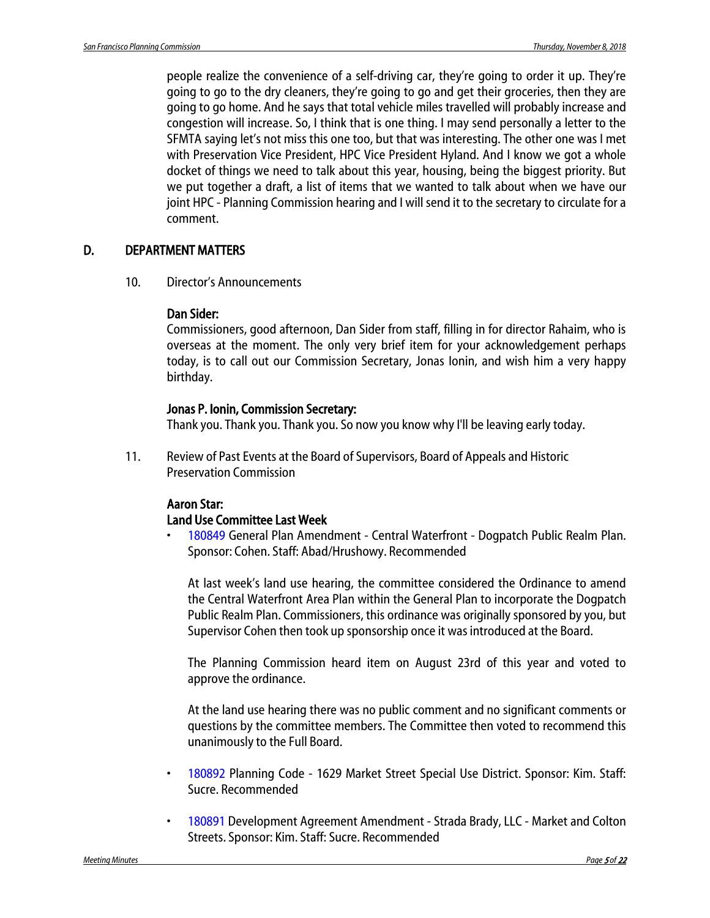people realize the convenience of a self-driving car, they're going to order it up. They're going to go to the dry cleaners, they're going to go and get their groceries, then they are going to go home. And he says that total vehicle miles travelled will probably increase and congestion will increase. So, I think that is one thing. I may send personally a letter to the SFMTA saying let's not miss this one too, but that was interesting. The other one was I met with Preservation Vice President, HPC Vice President Hyland. And I know we got a whole docket of things we need to talk about this year, housing, being the biggest priority. But we put together a draft, a list of items that we wanted to talk about when we have our joint HPC - Planning Commission hearing and I will send it to the secretary to circulate for a comment.

## D. DEPARTMENT MATTERS

10. Director's Announcements

**Dan Sider:**
Commissioners, good afternoon, Dan Sider from staff, filling in for director Rahaim, who is overseas at the moment. The only very brief item for your acknowledgement perhaps today, is to call out our Commission Secretary, Jonas Ionin, and wish him a very happy birthday.

**Jonas P. Ionin, Commission Secretary:**
Thank you. Thank you. Thank you. So now you know why I'll be leaving early today.

11. Review of Past Events at the Board of Supervisors, Board of Appeals and Historic Preservation Commission

**Aaron Star:**
**Land Use Committee Last Week**

- 180849 General Plan Amendment - Central Waterfront - Dogpatch Public Realm Plan. Sponsor: Cohen. Staff: Abad/Hrushowy. Recommended

  At last week's land use hearing, the committee considered the Ordinance to amend the Central Waterfront Area Plan within the General Plan to incorporate the Dogpatch Public Realm Plan. Commissioners, this ordinance was originally sponsored by you, but Supervisor Cohen then took up sponsorship once it was introduced at the Board.

  The Planning Commission heard item on August 23rd of this year and voted to approve the ordinance.

  At the land use hearing there was no public comment and no significant comments or questions by the committee members. The Committee then voted to recommend this unanimously to the Full Board.

- 180892 Planning Code - 1629 Market Street Special Use District. Sponsor: Kim. Staff: Sucre. Recommended

- 180891 Development Agreement Amendment - Strada Brady, LLC - Market and Colton Streets. Sponsor: Kim. Staff: Sucre. Recommended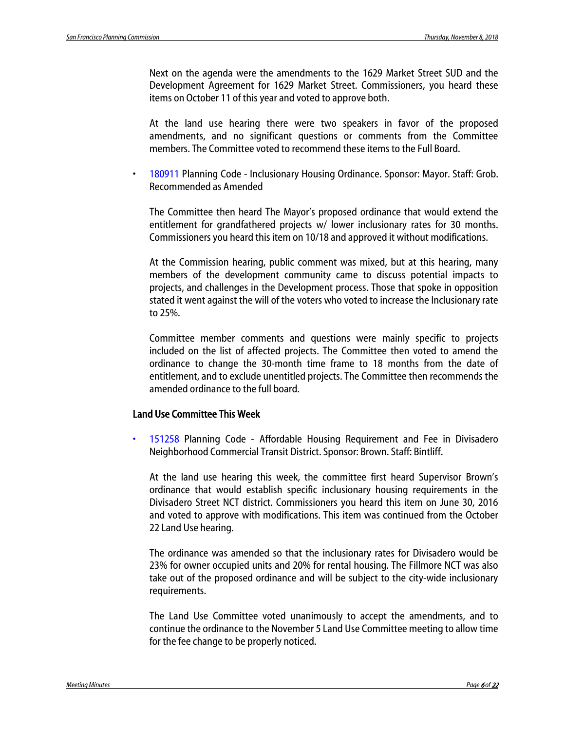Next on the agenda were the amendments to the 1629 Market Street SUD and the Development Agreement for 1629 Market Street. Commissioners, you heard these items on October 11 of this year and voted to approve both.

At the land use hearing there were two speakers in favor of the proposed amendments, and no significant questions or comments from the Committee members. The Committee voted to recommend these items to the Full Board.

- 180911 Planning Code - Inclusionary Housing Ordinance. Sponsor: Mayor. Staff: Grob. Recommended as Amended

  The Committee then heard The Mayor's proposed ordinance that would extend the entitlement for grandfathered projects w/ lower inclusionary rates for 30 months. Commissioners you heard this item on 10/18 and approved it without modifications.

  At the Commission hearing, public comment was mixed, but at this hearing, many members of the development community came to discuss potential impacts to projects, and challenges in the Development process. Those that spoke in opposition stated it went against the will of the voters who voted to increase the Inclusionary rate to 25%.

  Committee member comments and questions were mainly specific to projects included on the list of affected projects. The Committee then voted to amend the ordinance to change the 30-month time frame to 18 months from the date of entitlement, and to exclude unentitled projects. The Committee then recommends the amended ordinance to the full board.

### Land Use Committee This Week

- 151258 Planning Code - Affordable Housing Requirement and Fee in Divisadero Neighborhood Commercial Transit District. Sponsor: Brown. Staff: Bintliff.

  At the land use hearing this week, the committee first heard Supervisor Brown's ordinance that would establish specific inclusionary housing requirements in the Divisadero Street NCT district. Commissioners you heard this item on June 30, 2016 and voted to approve with modifications. This item was continued from the October 22 Land Use hearing.

  The ordinance was amended so that the inclusionary rates for Divisadero would be 23% for owner occupied units and 20% for rental housing. The Fillmore NCT was also take out of the proposed ordinance and will be subject to the city-wide inclusionary requirements.

  The Land Use Committee voted unanimously to accept the amendments, and to continue the ordinance to the November 5 Land Use Committee meeting to allow time for the fee change to be properly noticed.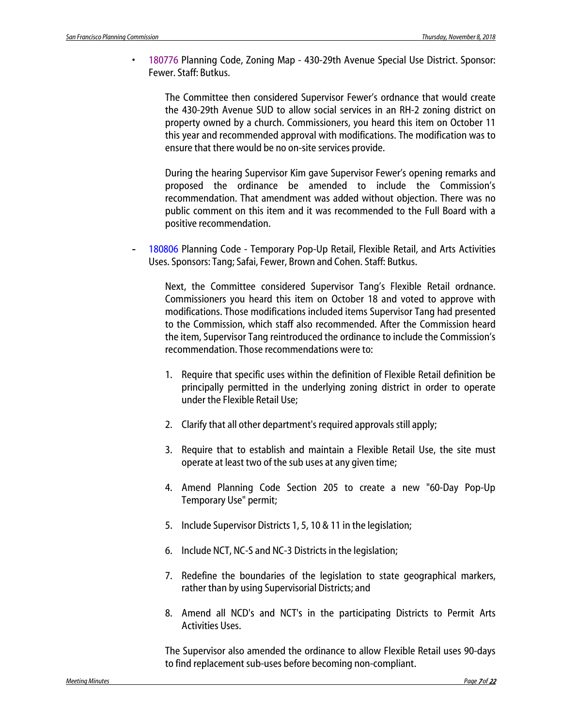- 180776 Planning Code, Zoning Map - 430-29th Avenue Special Use District. Sponsor: Fewer. Staff: Butkus.

  The Committee then considered Supervisor Fewer's ordnance that would create the 430-29th Avenue SUD to allow social services in an RH-2 zoning district on property owned by a church. Commissioners, you heard this item on October 11 this year and recommended approval with modifications. The modification was to ensure that there would be no on-site services provide.

  During the hearing Supervisor Kim gave Supervisor Fewer's opening remarks and proposed the ordinance be amended to include the Commission's recommendation. That amendment was added without objection. There was no public comment on this item and it was recommended to the Full Board with a positive recommendation.

- 180806 Planning Code - Temporary Pop-Up Retail, Flexible Retail, and Arts Activities Uses. Sponsors: Tang; Safai, Fewer, Brown and Cohen. Staff: Butkus.

  Next, the Committee considered Supervisor Tang's Flexible Retail ordnance. Commissioners you heard this item on October 18 and voted to approve with modifications. Those modifications included items Supervisor Tang had presented to the Commission, which staff also recommended. After the Commission heard the item, Supervisor Tang reintroduced the ordinance to include the Commission's recommendation. Those recommendations were to:

  1. Require that specific uses within the definition of Flexible Retail definition be principally permitted in the underlying zoning district in order to operate under the Flexible Retail Use;
  2. Clarify that all other department's required approvals still apply;
  3. Require that to establish and maintain a Flexible Retail Use, the site must operate at least two of the sub uses at any given time;
  4. Amend Planning Code Section 205 to create a new "60-Day Pop-Up Temporary Use" permit;
  5. Include Supervisor Districts 1, 5, 10 & 11 in the legislation;
  6. Include NCT, NC-S and NC-3 Districts in the legislation;
  7. Redefine the boundaries of the legislation to state geographical markers, rather than by using Supervisorial Districts; and
  8. Amend all NCD's and NCT's in the participating Districts to Permit Arts Activities Uses.

  The Supervisor also amended the ordinance to allow Flexible Retail uses 90-days to find replacement sub-uses before becoming non-compliant.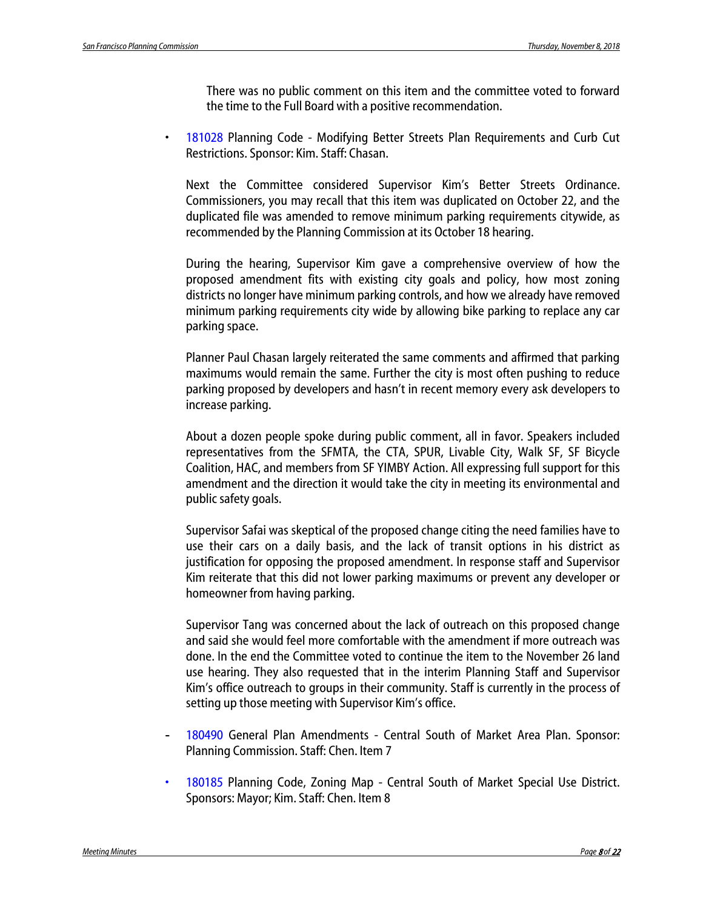There was no public comment on this item and the committee voted to forward the time to the Full Board with a positive recommendation.

- 181028 Planning Code - Modifying Better Streets Plan Requirements and Curb Cut Restrictions. Sponsor: Kim. Staff: Chasan.

  Next the Committee considered Supervisor Kim's Better Streets Ordinance. Commissioners, you may recall that this item was duplicated on October 22, and the duplicated file was amended to remove minimum parking requirements citywide, as recommended by the Planning Commission at its October 18 hearing.

  During the hearing, Supervisor Kim gave a comprehensive overview of how the proposed amendment fits with existing city goals and policy, how most zoning districts no longer have minimum parking controls, and how we already have removed minimum parking requirements city wide by allowing bike parking to replace any car parking space.

  Planner Paul Chasan largely reiterated the same comments and affirmed that parking maximums would remain the same. Further the city is most often pushing to reduce parking proposed by developers and hasn't in recent memory every ask developers to increase parking.

  About a dozen people spoke during public comment, all in favor. Speakers included representatives from the SFMTA, the CTA, SPUR, Livable City, Walk SF, SF Bicycle Coalition, HAC, and members from SF YIMBY Action. All expressing full support for this amendment and the direction it would take the city in meeting its environmental and public safety goals.

  Supervisor Safai was skeptical of the proposed change citing the need families have to use their cars on a daily basis, and the lack of transit options in his district as justification for opposing the proposed amendment. In response staff and Supervisor Kim reiterate that this did not lower parking maximums or prevent any developer or homeowner from having parking.

  Supervisor Tang was concerned about the lack of outreach on this proposed change and said she would feel more comfortable with the amendment if more outreach was done. In the end the Committee voted to continue the item to the November 26 land use hearing. They also requested that in the interim Planning Staff and Supervisor Kim's office outreach to groups in their community. Staff is currently in the process of setting up those meeting with Supervisor Kim's office.

- 180490 General Plan Amendments - Central South of Market Area Plan. Sponsor: Planning Commission. Staff: Chen. Item 7

- 180185 Planning Code, Zoning Map - Central South of Market Special Use District. Sponsors: Mayor; Kim. Staff: Chen. Item 8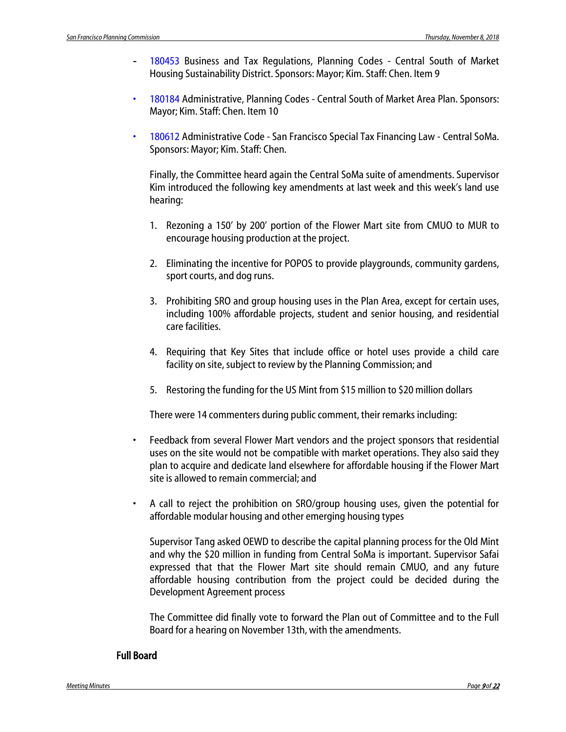- 180453 Business and Tax Regulations, Planning Codes - Central South of Market Housing Sustainability District. Sponsors: Mayor; Kim. Staff: Chen. Item 9

- 180184 Administrative, Planning Codes - Central South of Market Area Plan. Sponsors: Mayor; Kim. Staff: Chen. Item 10

- 180612 Administrative Code - San Francisco Special Tax Financing Law - Central SoMa. Sponsors: Mayor; Kim. Staff: Chen.

  Finally, the Committee heard again the Central SoMa suite of amendments. Supervisor Kim introduced the following key amendments at last week and this week's land use hearing:

  1. Rezoning a 150' by 200' portion of the Flower Mart site from CMUO to MUR to encourage housing production at the project.

  2. Eliminating the incentive for POPOS to provide playgrounds, community gardens, sport courts, and dog runs.

  3. Prohibiting SRO and group housing uses in the Plan Area, except for certain uses, including 100% affordable projects, student and senior housing, and residential care facilities.

  4. Requiring that Key Sites that include office or hotel uses provide a child care facility on site, subject to review by the Planning Commission; and

  5. Restoring the funding for the US Mint from $15 million to $20 million dollars

  There were 14 commenters during public comment, their remarks including:

- Feedback from several Flower Mart vendors and the project sponsors that residential uses on the site would not be compatible with market operations. They also said they plan to acquire and dedicate land elsewhere for affordable housing if the Flower Mart site is allowed to remain commercial; and

- A call to reject the prohibition on SRO/group housing uses, given the potential for affordable modular housing and other emerging housing types

  Supervisor Tang asked OEWD to describe the capital planning process for the Old Mint and why the $20 million in funding from Central SoMa is important. Supervisor Safai expressed that that the Flower Mart site should remain CMUO, and any future affordable housing contribution from the project could be decided during the Development Agreement process

  The Committee did finally vote to forward the Plan out of Committee and to the Full Board for a hearing on November 13th, with the amendments.

## Full Board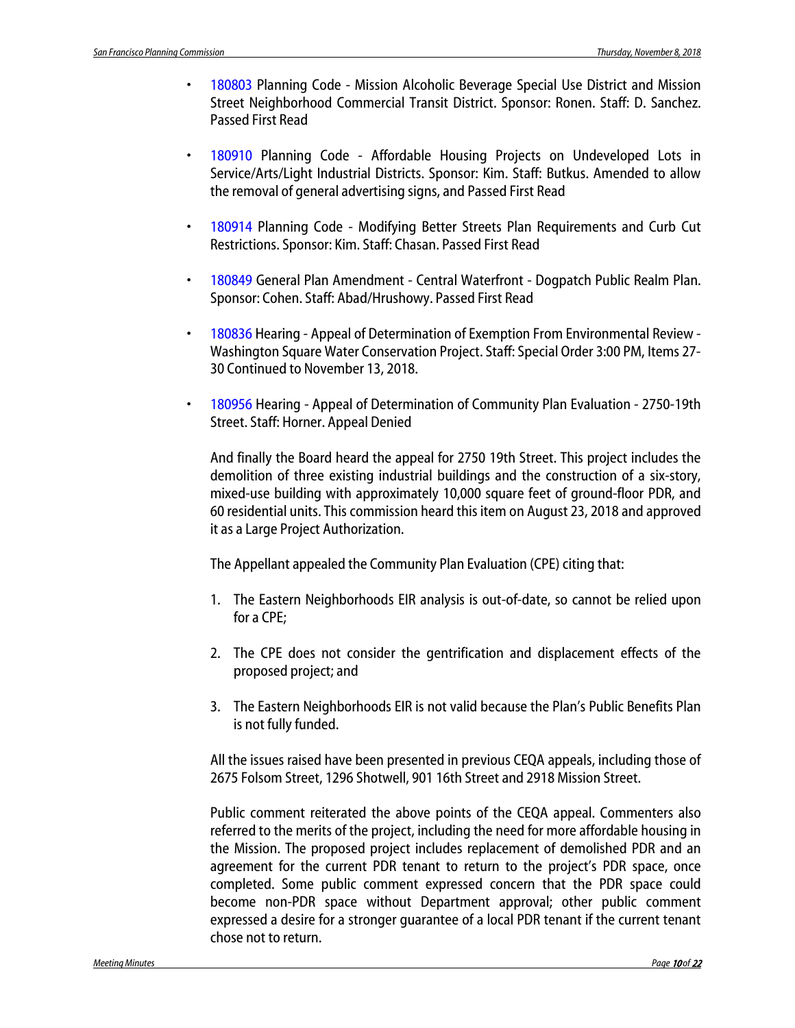- 180803 Planning Code - Mission Alcoholic Beverage Special Use District and Mission Street Neighborhood Commercial Transit District. Sponsor: Ronen. Staff: D. Sanchez. Passed First Read

- 180910 Planning Code - Affordable Housing Projects on Undeveloped Lots in Service/Arts/Light Industrial Districts. Sponsor: Kim. Staff: Butkus. Amended to allow the removal of general advertising signs, and Passed First Read

- 180914 Planning Code - Modifying Better Streets Plan Requirements and Curb Cut Restrictions. Sponsor: Kim. Staff: Chasan. Passed First Read

- 180849 General Plan Amendment - Central Waterfront - Dogpatch Public Realm Plan. Sponsor: Cohen. Staff: Abad/Hrushowy. Passed First Read

- 180836 Hearing - Appeal of Determination of Exemption From Environmental Review - Washington Square Water Conservation Project. Staff: Special Order 3:00 PM, Items 27-30 Continued to November 13, 2018.

- 180956 Hearing - Appeal of Determination of Community Plan Evaluation - 2750-19th Street. Staff: Horner. Appeal Denied

  And finally the Board heard the appeal for 2750 19th Street. This project includes the demolition of three existing industrial buildings and the construction of a six-story, mixed-use building with approximately 10,000 square feet of ground-floor PDR, and 60 residential units. This commission heard this item on August 23, 2018 and approved it as a Large Project Authorization.

  The Appellant appealed the Community Plan Evaluation (CPE) citing that:

  1. The Eastern Neighborhoods EIR analysis is out-of-date, so cannot be relied upon for a CPE;

  2. The CPE does not consider the gentrification and displacement effects of the proposed project; and

  3. The Eastern Neighborhoods EIR is not valid because the Plan's Public Benefits Plan is not fully funded.

  All the issues raised have been presented in previous CEQA appeals, including those of 2675 Folsom Street, 1296 Shotwell, 901 16th Street and 2918 Mission Street.

  Public comment reiterated the above points of the CEQA appeal. Commenters also referred to the merits of the project, including the need for more affordable housing in the Mission. The proposed project includes replacement of demolished PDR and an agreement for the current PDR tenant to return to the project's PDR space, once completed. Some public comment expressed concern that the PDR space could become non-PDR space without Department approval; other public comment expressed a desire for a stronger guarantee of a local PDR tenant if the current tenant chose not to return.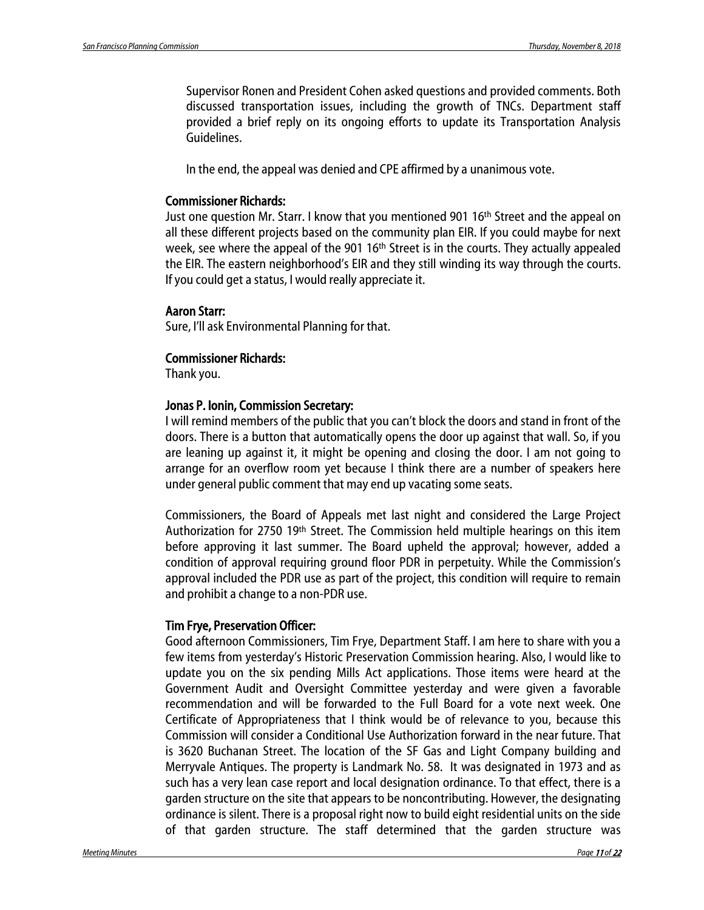Supervisor Ronen and President Cohen asked questions and provided comments. Both discussed transportation issues, including the growth of TNCs. Department staff provided a brief reply on its ongoing efforts to update its Transportation Analysis Guidelines.

In the end, the appeal was denied and CPE affirmed by a unanimous vote.

**Commissioner Richards:**
Just one question Mr. Starr. I know that you mentioned 901 16th Street and the appeal on all these different projects based on the community plan EIR. If you could maybe for next week, see where the appeal of the 901 16th Street is in the courts. They actually appealed the EIR. The eastern neighborhood's EIR and they still winding its way through the courts. If you could get a status, I would really appreciate it.

**Aaron Starr:**
Sure, I'll ask Environmental Planning for that.

**Commissioner Richards:**
Thank you.

**Jonas P. Ionin, Commission Secretary:**
I will remind members of the public that you can't block the doors and stand in front of the doors. There is a button that automatically opens the door up against that wall. So, if you are leaning up against it, it might be opening and closing the door. I am not going to arrange for an overflow room yet because I think there are a number of speakers here under general public comment that may end up vacating some seats.

Commissioners, the Board of Appeals met last night and considered the Large Project Authorization for 2750 19th Street. The Commission held multiple hearings on this item before approving it last summer. The Board upheld the approval; however, added a condition of approval requiring ground floor PDR in perpetuity. While the Commission's approval included the PDR use as part of the project, this condition will require to remain and prohibit a change to a non-PDR use.

**Tim Frye, Preservation Officer:**
Good afternoon Commissioners, Tim Frye, Department Staff. I am here to share with you a few items from yesterday's Historic Preservation Commission hearing. Also, I would like to update you on the six pending Mills Act applications. Those items were heard at the Government Audit and Oversight Committee yesterday and were given a favorable recommendation and will be forwarded to the Full Board for a vote next week. One Certificate of Appropriateness that I think would be of relevance to you, because this Commission will consider a Conditional Use Authorization forward in the near future. That is 3620 Buchanan Street. The location of the SF Gas and Light Company building and Merryvale Antiques. The property is Landmark No. 58. It was designated in 1973 and as such has a very lean case report and local designation ordinance. To that effect, there is a garden structure on the site that appears to be noncontributing. However, the designating ordinance is silent. There is a proposal right now to build eight residential units on the side of that garden structure. The staff determined that the garden structure was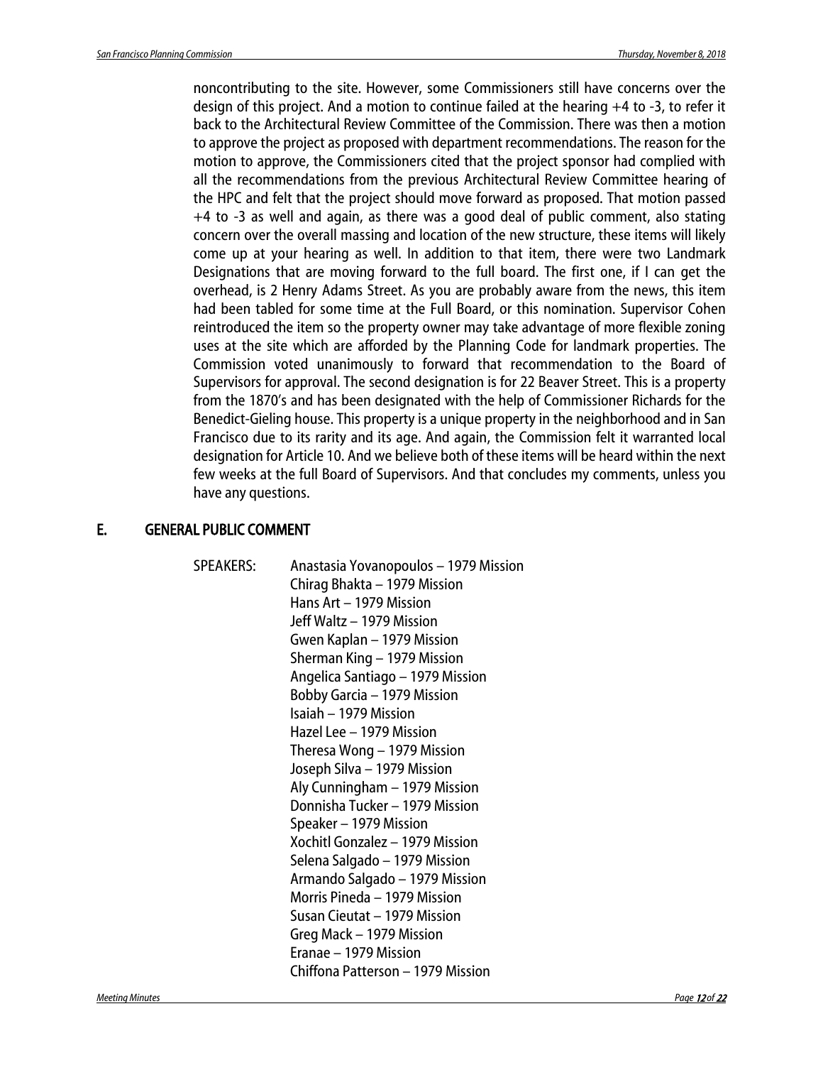noncontributing to the site. However, some Commissioners still have concerns over the design of this project. And a motion to continue failed at the hearing +4 to -3, to refer it back to the Architectural Review Committee of the Commission. There was then a motion to approve the project as proposed with department recommendations. The reason for the motion to approve, the Commissioners cited that the project sponsor had complied with all the recommendations from the previous Architectural Review Committee hearing of the HPC and felt that the project should move forward as proposed. That motion passed +4 to -3 as well and again, as there was a good deal of public comment, also stating concern over the overall massing and location of the new structure, these items will likely come up at your hearing as well. In addition to that item, there were two Landmark Designations that are moving forward to the full board. The first one, if I can get the overhead, is 2 Henry Adams Street. As you are probably aware from the news, this item had been tabled for some time at the Full Board, or this nomination. Supervisor Cohen reintroduced the item so the property owner may take advantage of more flexible zoning uses at the site which are afforded by the Planning Code for landmark properties. The Commission voted unanimously to forward that recommendation to the Board of Supervisors for approval. The second designation is for 22 Beaver Street. This is a property from the 1870's and has been designated with the help of Commissioner Richards for the Benedict-Gieling house. This property is a unique property in the neighborhood and in San Francisco due to its rarity and its age. And again, the Commission felt it warranted local designation for Article 10. And we believe both of these items will be heard within the next few weeks at the full Board of Supervisors. And that concludes my comments, unless you have any questions.

## E. GENERAL PUBLIC COMMENT

SPEAKERS:
Anastasia Yovanopoulos – 1979 Mission
Chirag Bhakta – 1979 Mission
Hans Art – 1979 Mission
Jeff Waltz – 1979 Mission
Gwen Kaplan – 1979 Mission
Sherman King – 1979 Mission
Angelica Santiago – 1979 Mission
Bobby Garcia – 1979 Mission
Isaiah – 1979 Mission
Hazel Lee – 1979 Mission
Theresa Wong – 1979 Mission
Joseph Silva – 1979 Mission
Aly Cunningham – 1979 Mission
Donnisha Tucker – 1979 Mission
Speaker – 1979 Mission
Xochitl Gonzalez – 1979 Mission
Selena Salgado – 1979 Mission
Armando Salgado – 1979 Mission
Morris Pineda – 1979 Mission
Susan Cieutat – 1979 Mission
Greg Mack – 1979 Mission
Eranae – 1979 Mission
Chiffona Patterson – 1979 Mission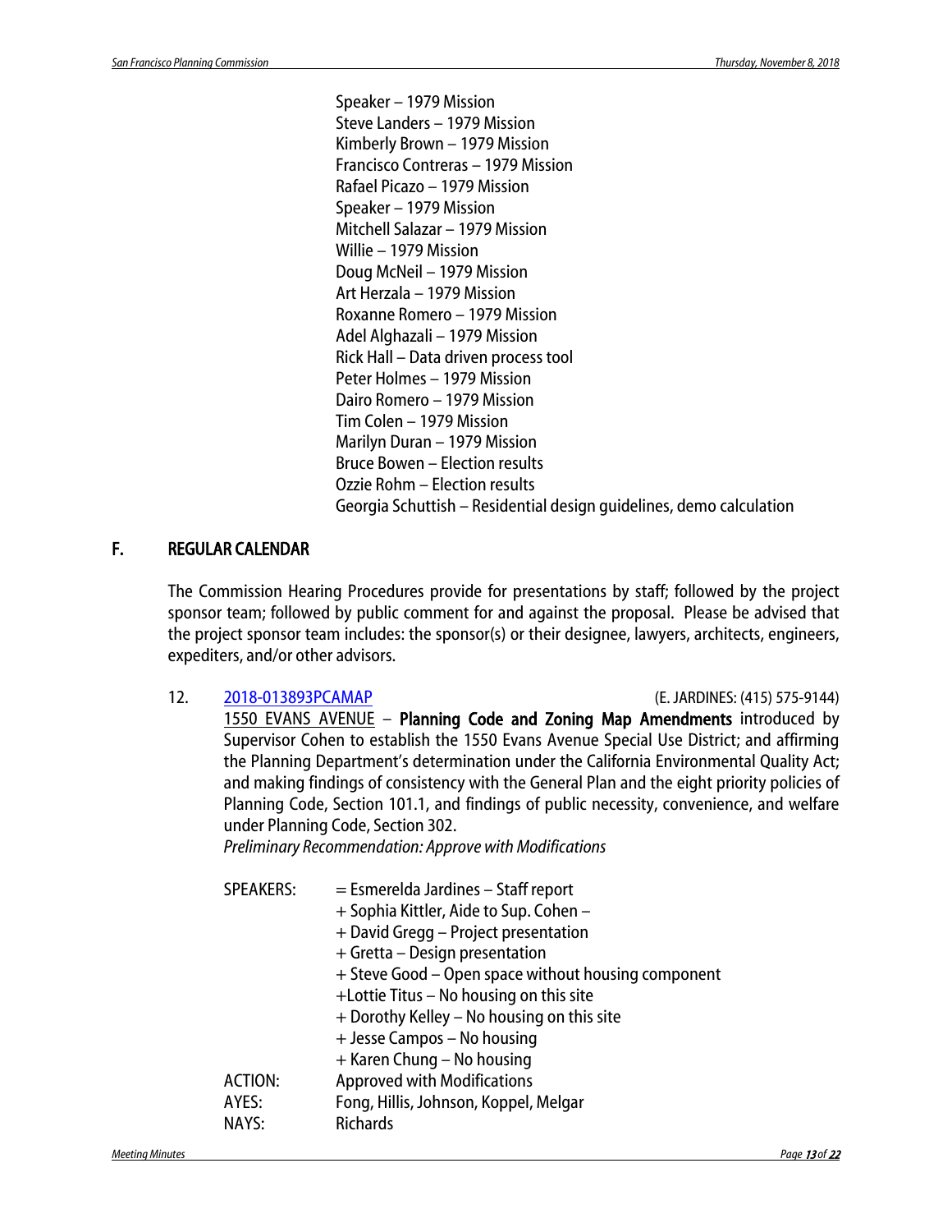Speaker – 1979 Mission
Steve Landers – 1979 Mission
Kimberly Brown – 1979 Mission
Francisco Contreras – 1979 Mission
Rafael Picazo – 1979 Mission
Speaker – 1979 Mission
Mitchell Salazar – 1979 Mission
Willie – 1979 Mission
Doug McNeil – 1979 Mission
Art Herzala – 1979 Mission
Roxanne Romero – 1979 Mission
Adel Alghazali – 1979 Mission
Rick Hall – Data driven process tool
Peter Holmes – 1979 Mission
Dairo Romero – 1979 Mission
Tim Colen – 1979 Mission
Marilyn Duran – 1979 Mission
Bruce Bowen – Election results
Ozzie Rohm – Election results
Georgia Schuttish – Residential design guidelines, demo calculation

## F. REGULAR CALENDAR

The Commission Hearing Procedures provide for presentations by staff; followed by the project sponsor team; followed by public comment for and against the proposal. Please be advised that the project sponsor team includes: the sponsor(s) or their designee, lawyers, architects, engineers, expediters, and/or other advisors.

12. 2018-013893PCAMAP (E. JARDINES: (415) 575-9144)
1550 EVANS AVENUE – **Planning Code and Zoning Map Amendments** introduced by Supervisor Cohen to establish the 1550 Evans Avenue Special Use District; and affirming the Planning Department's determination under the California Environmental Quality Act; and making findings of consistency with the General Plan and the eight priority policies of Planning Code, Section 101.1, and findings of public necessity, convenience, and welfare under Planning Code, Section 302.
*Preliminary Recommendation: Approve with Modifications*

SPEAKERS:
= Esmerelda Jardines – Staff report
+ Sophia Kittler, Aide to Sup. Cohen –
+ David Gregg – Project presentation
+ Gretta – Design presentation
+ Steve Good – Open space without housing component
+Lottie Titus – No housing on this site
+ Dorothy Kelley – No housing on this site
+ Jesse Campos – No housing
+ Karen Chung – No housing

ACTION: Approved with Modifications
AYES: Fong, Hillis, Johnson, Koppel, Melgar
NAYS: Richards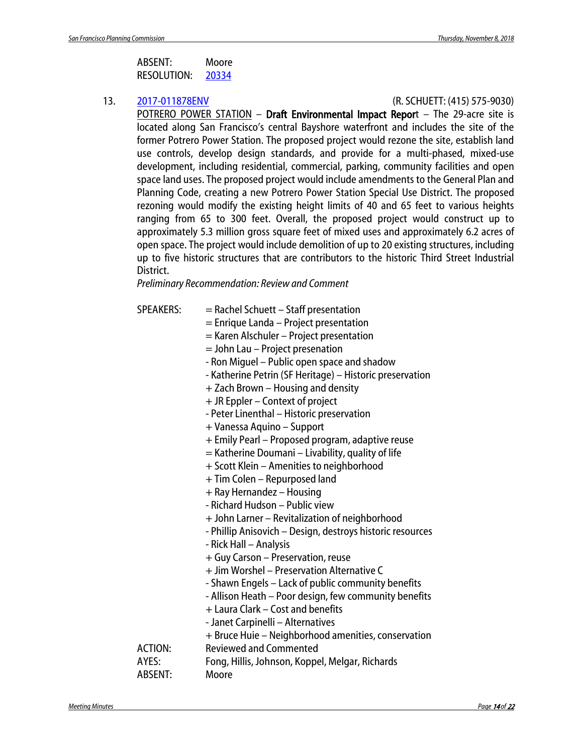ABSENT: Moore
RESOLUTION: 20334

13. 2017-011878ENV (R. SCHUETT: (415) 575-9030)

POTRERO POWER STATION – **Draft Environmental Impact Report** – The 29-acre site is located along San Francisco's central Bayshore waterfront and includes the site of the former Potrero Power Station. The proposed project would rezone the site, establish land use controls, develop design standards, and provide for a multi-phased, mixed-use development, including residential, commercial, parking, community facilities and open space land uses. The proposed project would include amendments to the General Plan and Planning Code, creating a new Potrero Power Station Special Use District. The proposed rezoning would modify the existing height limits of 40 and 65 feet to various heights ranging from 65 to 300 feet. Overall, the proposed project would construct up to approximately 5.3 million gross square feet of mixed uses and approximately 6.2 acres of open space. The project would include demolition of up to 20 existing structures, including up to five historic structures that are contributors to the historic Third Street Industrial District.

*Preliminary Recommendation: Review and Comment*

SPEAKERS:
= Rachel Schuett – Staff presentation
= Enrique Landa – Project presentation
= Karen Alschuler – Project presentation
= John Lau – Project presenation
- Ron Miguel – Public open space and shadow
- Katherine Petrin (SF Heritage) – Historic preservation
+ Zach Brown – Housing and density
+ JR Eppler – Context of project
- Peter Linenthal – Historic preservation
+ Vanessa Aquino – Support
+ Emily Pearl – Proposed program, adaptive reuse
= Katherine Doumani – Livability, quality of life
+ Scott Klein – Amenities to neighborhood
+ Tim Colen – Repurposed land
+ Ray Hernandez – Housing
- Richard Hudson – Public view
+ John Larner – Revitalization of neighborhood
- Phillip Anisovich – Design, destroys historic resources
- Rick Hall – Analysis
+ Guy Carson – Preservation, reuse
+ Jim Worshel – Preservation Alternative C
- Shawn Engels – Lack of public community benefits
- Allison Heath – Poor design, few community benefits
+ Laura Clark – Cost and benefits
- Janet Carpinelli – Alternatives
+ Bruce Huie – Neighborhood amenities, conservation

ACTION: Reviewed and Commented
AYES: Fong, Hillis, Johnson, Koppel, Melgar, Richards
ABSENT: Moore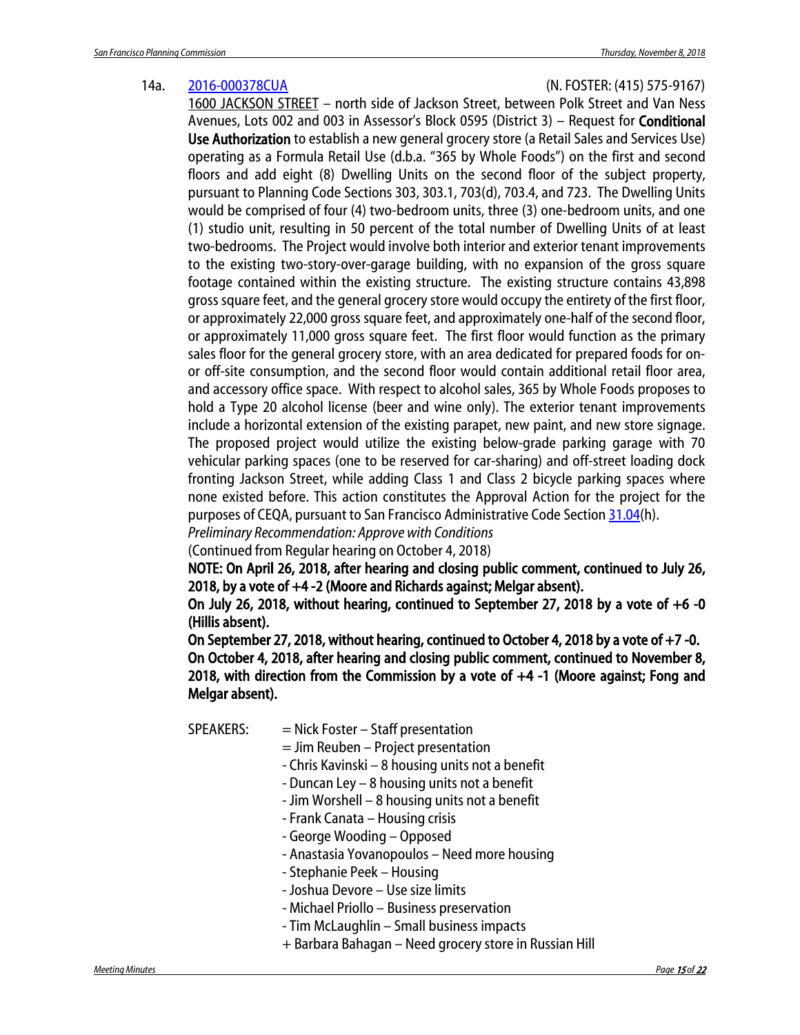14a. [2016-000378CUA](#) (N. FOSTER: (415) 575-9167)

[1600 JACKSON STREET](#) – north side of Jackson Street, between Polk Street and Van Ness Avenues, Lots 002 and 003 in Assessor's Block 0595 (District 3) – Request for **Conditional Use Authorization** to establish a new general grocery store (a Retail Sales and Services Use) operating as a Formula Retail Use (d.b.a. "365 by Whole Foods") on the first and second floors and add eight (8) Dwelling Units on the second floor of the subject property, pursuant to Planning Code Sections 303, 303.1, 703(d), 703.4, and 723. The Dwelling Units would be comprised of four (4) two-bedroom units, three (3) one-bedroom units, and one (1) studio unit, resulting in 50 percent of the total number of Dwelling Units of at least two-bedrooms. The Project would involve both interior and exterior tenant improvements to the existing two-story-over-garage building, with no expansion of the gross square footage contained within the existing structure. The existing structure contains 43,898 gross square feet, and the general grocery store would occupy the entirety of the first floor, or approximately 22,000 gross square feet, and approximately one-half of the second floor, or approximately 11,000 gross square feet. The first floor would function as the primary sales floor for the general grocery store, with an area dedicated for prepared foods for on- or off-site consumption, and the second floor would contain additional retail floor area, and accessory office space. With respect to alcohol sales, 365 by Whole Foods proposes to hold a Type 20 alcohol license (beer and wine only). The exterior tenant improvements include a horizontal extension of the existing parapet, new paint, and new store signage. The proposed project would utilize the existing below-grade parking garage with 70 vehicular parking spaces (one to be reserved for car-sharing) and off-street loading dock fronting Jackson Street, while adding Class 1 and Class 2 bicycle parking spaces where none existed before. This action constitutes the Approval Action for the project for the purposes of CEQA, pursuant to San Francisco Administrative Code Section [31.04](#)(h).

*Preliminary Recommendation: Approve with Conditions*

(Continued from Regular hearing on October 4, 2018)

**NOTE: On April 26, 2018, after hearing and closing public comment, continued to July 26, 2018, by a vote of +4 -2 (Moore and Richards against; Melgar absent).**

**On July 26, 2018, without hearing, continued to September 27, 2018 by a vote of +6 -0 (Hillis absent).**

**On September 27, 2018, without hearing, continued to October 4, 2018 by a vote of +7 -0.**

**On October 4, 2018, after hearing and closing public comment, continued to November 8, 2018, with direction from the Commission by a vote of +4 -1 (Moore against; Fong and Melgar absent).**

SPEAKERS:
= Nick Foster – Staff presentation
= Jim Reuben – Project presentation
- Chris Kavinski – 8 housing units not a benefit
- Duncan Ley – 8 housing units not a benefit
- Jim Worshell – 8 housing units not a benefit
- Frank Canata – Housing crisis
- George Wooding – Opposed
- Anastasia Yovanopoulos – Need more housing
- Stephanie Peek – Housing
- Joshua Devore – Use size limits
- Michael Priollo – Business preservation
- Tim McLaughlin – Small business impacts
+ Barbara Bahagan – Need grocery store in Russian Hill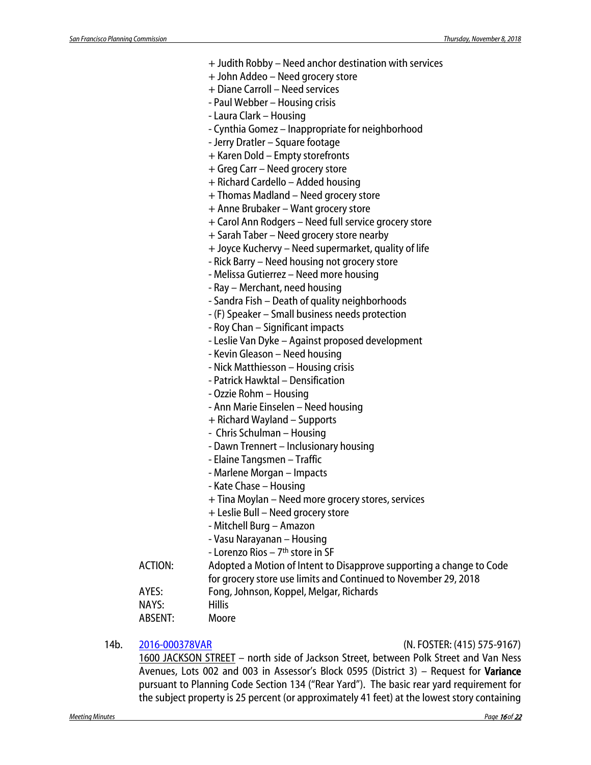+ Judith Robby – Need anchor destination with services
+ John Addeo – Need grocery store
+ Diane Carroll – Need services
- Paul Webber – Housing crisis
- Laura Clark – Housing
- Cynthia Gomez – Inappropriate for neighborhood
- Jerry Dratler – Square footage
+ Karen Dold – Empty storefronts
+ Greg Carr – Need grocery store
+ Richard Cardello – Added housing
+ Thomas Madland – Need grocery store
+ Anne Brubaker – Want grocery store
+ Carol Ann Rodgers – Need full service grocery store
+ Sarah Taber – Need grocery store nearby
+ Joyce Kuchervy – Need supermarket, quality of life
- Rick Barry – Need housing not grocery store
- Melissa Gutierrez – Need more housing
- Ray – Merchant, need housing
- Sandra Fish – Death of quality neighborhoods
- (F) Speaker – Small business needs protection
- Roy Chan – Significant impacts
- Leslie Van Dyke – Against proposed development
- Kevin Gleason – Need housing
- Nick Matthiesson – Housing crisis
- Patrick Hawktal – Densification
- Ozzie Rohm – Housing
- Ann Marie Einselen – Need housing
+ Richard Wayland – Supports
- Chris Schulman – Housing
- Dawn Trennert – Inclusionary housing
- Elaine Tangsmen – Traffic
- Marlene Morgan – Impacts
- Kate Chase – Housing
+ Tina Moylan – Need more grocery stores, services
+ Leslie Bull – Need grocery store
- Mitchell Burg – Amazon
- Vasu Narayanan – Housing
- Lorenzo Rios – 7th store in SF

ACTION: Adopted a Motion of Intent to Disapprove supporting a change to Code for grocery store use limits and Continued to November 29, 2018
AYES: Fong, Johnson, Koppel, Melgar, Richards
NAYS: Hillis
ABSENT: Moore

14b. 2016-000378VAR (N. FOSTER: (415) 575-9167)
1600 JACKSON STREET – north side of Jackson Street, between Polk Street and Van Ness Avenues, Lots 002 and 003 in Assessor's Block 0595 (District 3) – Request for **Variance** pursuant to Planning Code Section 134 ("Rear Yard"). The basic rear yard requirement for the subject property is 25 percent (or approximately 41 feet) at the lowest story containing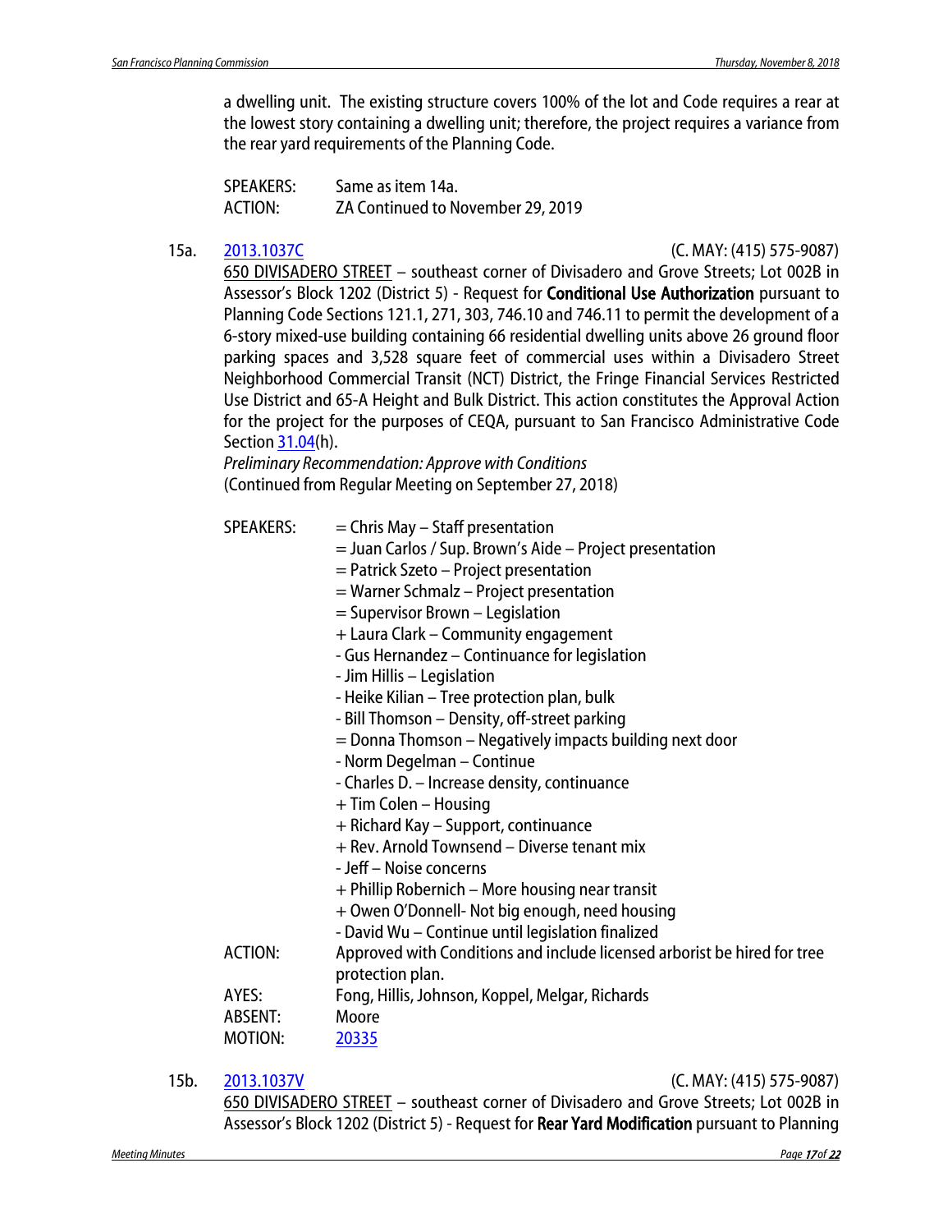a dwelling unit. The existing structure covers 100% of the lot and Code requires a rear at the lowest story containing a dwelling unit; therefore, the project requires a variance from the rear yard requirements of the Planning Code.

SPEAKERS: Same as item 14a.
ACTION: ZA Continued to November 29, 2019

15a. [2013.1037C](2013.1037C) (C. MAY: (415) 575-9087)
650 DIVISADERO STREET – southeast corner of Divisadero and Grove Streets; Lot 002B in Assessor's Block 1202 (District 5) - Request for **Conditional Use Authorization** pursuant to Planning Code Sections 121.1, 271, 303, 746.10 and 746.11 to permit the development of a 6-story mixed-use building containing 66 residential dwelling units above 26 ground floor parking spaces and 3,528 square feet of commercial uses within a Divisadero Street Neighborhood Commercial Transit (NCT) District, the Fringe Financial Services Restricted Use District and 65-A Height and Bulk District. This action constitutes the Approval Action for the project for the purposes of CEQA, pursuant to San Francisco Administrative Code Section 31.04(h).
*Preliminary Recommendation: Approve with Conditions*
(Continued from Regular Meeting on September 27, 2018)

SPEAKERS:
= Chris May – Staff presentation
= Juan Carlos / Sup. Brown's Aide – Project presentation
= Patrick Szeto – Project presentation
= Warner Schmalz – Project presentation
= Supervisor Brown – Legislation
+ Laura Clark – Community engagement
- Gus Hernandez – Continuance for legislation
- Jim Hillis – Legislation
- Heike Kilian – Tree protection plan, bulk
- Bill Thomson – Density, off-street parking
= Donna Thomson – Negatively impacts building next door
- Norm Degelman – Continue
- Charles D. – Increase density, continuance
+ Tim Colen – Housing
+ Richard Kay – Support, continuance
+ Rev. Arnold Townsend – Diverse tenant mix
- Jeff – Noise concerns
+ Phillip Robernich – More housing near transit
+ Owen O'Donnell- Not big enough, need housing
- David Wu – Continue until legislation finalized

ACTION: Approved with Conditions and include licensed arborist be hired for tree protection plan.
AYES: Fong, Hillis, Johnson, Koppel, Melgar, Richards
ABSENT: Moore
MOTION: 20335

15b. [2013.1037V](2013.1037V) (C. MAY: (415) 575-9087)
650 DIVISADERO STREET – southeast corner of Divisadero and Grove Streets; Lot 002B in Assessor's Block 1202 (District 5) - Request for **Rear Yard Modification** pursuant to Planning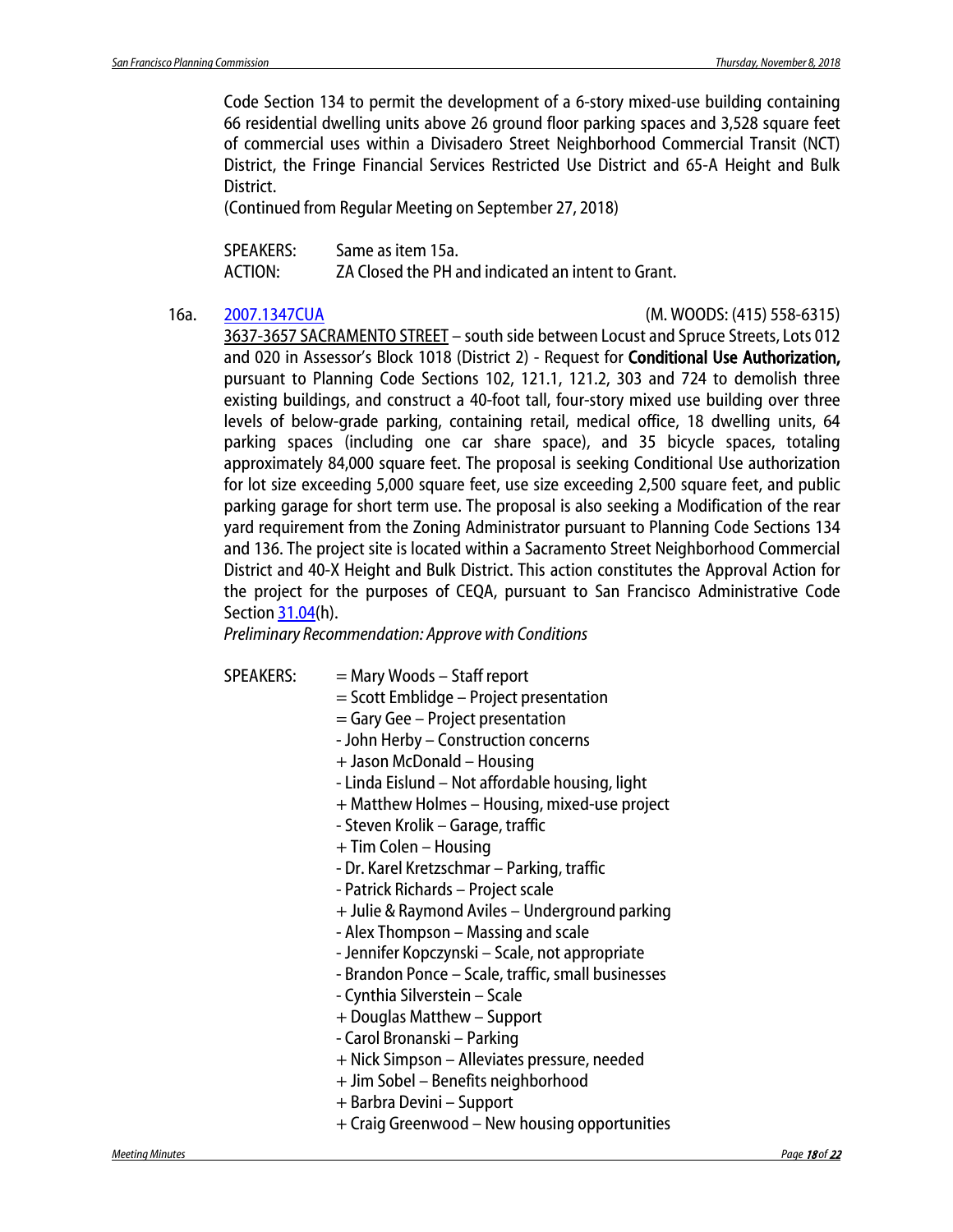Code Section 134 to permit the development of a 6-story mixed-use building containing 66 residential dwelling units above 26 ground floor parking spaces and 3,528 square feet of commercial uses within a Divisadero Street Neighborhood Commercial Transit (NCT) District, the Fringe Financial Services Restricted Use District and 65-A Height and Bulk District.

(Continued from Regular Meeting on September 27, 2018)

SPEAKERS: Same as item 15a.

ACTION: ZA Closed the PH and indicated an intent to Grant.

16a. [2007.1347CUA](#) (M. WOODS: (415) 558-6315)

3637-3657 SACRAMENTO STREET – south side between Locust and Spruce Streets, Lots 012 and 020 in Assessor's Block 1018 (District 2) - Request for **Conditional Use Authorization,** pursuant to Planning Code Sections 102, 121.1, 121.2, 303 and 724 to demolish three existing buildings, and construct a 40-foot tall, four-story mixed use building over three levels of below-grade parking, containing retail, medical office, 18 dwelling units, 64 parking spaces (including one car share space), and 35 bicycle spaces, totaling approximately 84,000 square feet. The proposal is seeking Conditional Use authorization for lot size exceeding 5,000 square feet, use size exceeding 2,500 square feet, and public parking garage for short term use. The proposal is also seeking a Modification of the rear yard requirement from the Zoning Administrator pursuant to Planning Code Sections 134 and 136. The project site is located within a Sacramento Street Neighborhood Commercial District and 40-X Height and Bulk District. This action constitutes the Approval Action for the project for the purposes of CEQA, pursuant to San Francisco Administrative Code Section [31.04](#)(h).

*Preliminary Recommendation: Approve with Conditions*

SPEAKERS:
= Mary Woods – Staff report
= Scott Emblidge – Project presentation
= Gary Gee – Project presentation
- John Herby – Construction concerns
+ Jason McDonald – Housing
- Linda Eislund – Not affordable housing, light
+ Matthew Holmes – Housing, mixed-use project
- Steven Krolik – Garage, traffic
+ Tim Colen – Housing
- Dr. Karel Kretzschmar – Parking, traffic
- Patrick Richards – Project scale
+ Julie & Raymond Aviles – Underground parking
- Alex Thompson – Massing and scale
- Jennifer Kopczynski – Scale, not appropriate
- Brandon Ponce – Scale, traffic, small businesses
- Cynthia Silverstein – Scale
+ Douglas Matthew – Support
- Carol Bronanski – Parking
+ Nick Simpson – Alleviates pressure, needed
+ Jim Sobel – Benefits neighborhood
+ Barbra Devini – Support
+ Craig Greenwood – New housing opportunities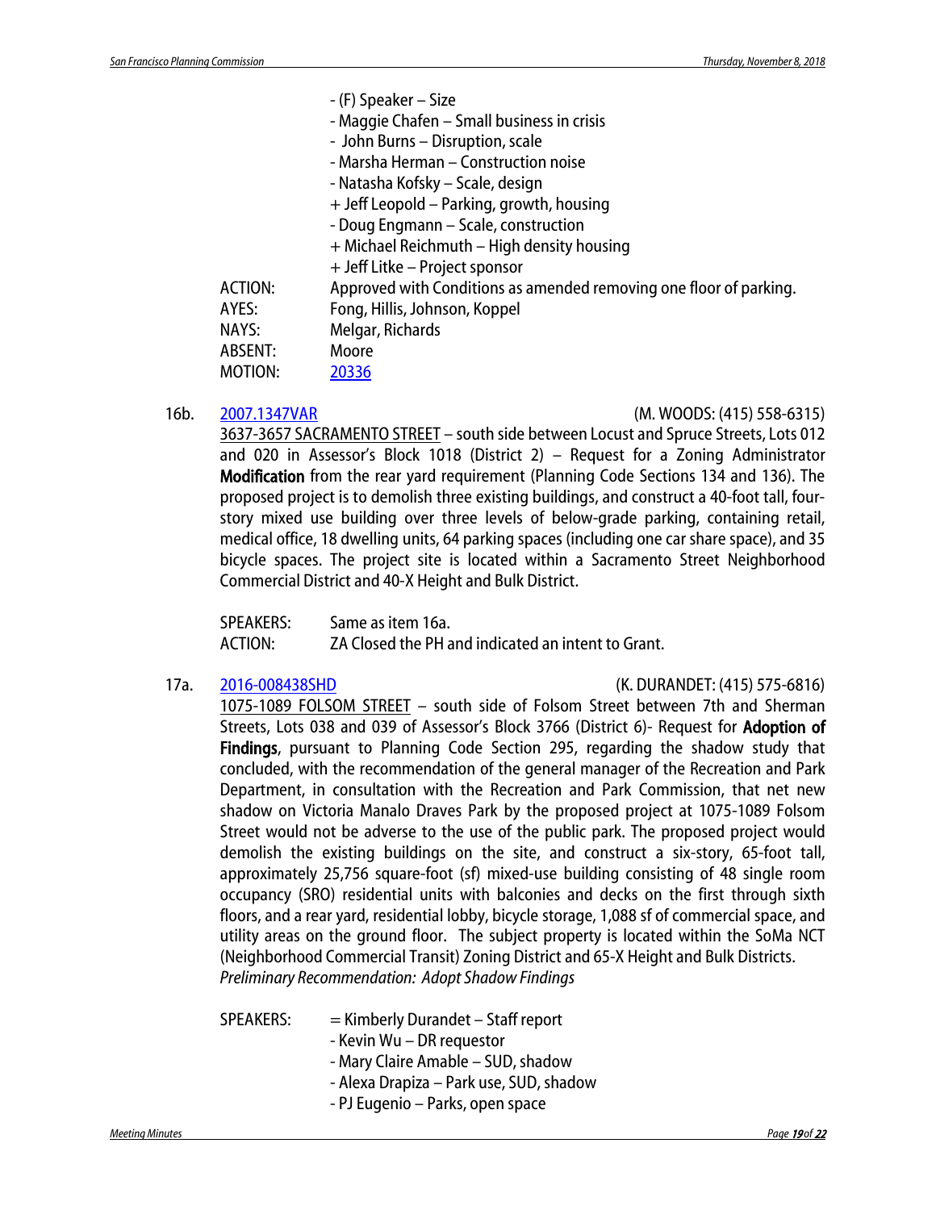- (F) Speaker – Size
- Maggie Chafen – Small business in crisis
- John Burns – Disruption, scale
- Marsha Herman – Construction noise
- Natasha Kofsky – Scale, design
+ Jeff Leopold – Parking, growth, housing
- Doug Engmann – Scale, construction
+ Michael Reichmuth – High density housing
+ Jeff Litke – Project sponsor

ACTION: Approved with Conditions as amended removing one floor of parking.
AYES: Fong, Hillis, Johnson, Koppel
NAYS: Melgar, Richards
ABSENT: Moore
MOTION: 20336

16b. 2007.1347VAR (M. WOODS: (415) 558-6315)

3637-3657 SACRAMENTO STREET – south side between Locust and Spruce Streets, Lots 012 and 020 in Assessor's Block 1018 (District 2) – Request for a Zoning Administrator **Modification** from the rear yard requirement (Planning Code Sections 134 and 136). The proposed project is to demolish three existing buildings, and construct a 40-foot tall, four-story mixed use building over three levels of below-grade parking, containing retail, medical office, 18 dwelling units, 64 parking spaces (including one car share space), and 35 bicycle spaces. The project site is located within a Sacramento Street Neighborhood Commercial District and 40-X Height and Bulk District.

SPEAKERS: Same as item 16a.
ACTION: ZA Closed the PH and indicated an intent to Grant.

17a. 2016-008438SHD (K. DURANDET: (415) 575-6816)

1075-1089 FOLSOM STREET – south side of Folsom Street between 7th and Sherman Streets, Lots 038 and 039 of Assessor's Block 3766 (District 6)- Request for **Adoption of Findings**, pursuant to Planning Code Section 295, regarding the shadow study that concluded, with the recommendation of the general manager of the Recreation and Park Department, in consultation with the Recreation and Park Commission, that net new shadow on Victoria Manalo Draves Park by the proposed project at 1075-1089 Folsom Street would not be adverse to the use of the public park. The proposed project would demolish the existing buildings on the site, and construct a six-story, 65-foot tall, approximately 25,756 square-foot (sf) mixed-use building consisting of 48 single room occupancy (SRO) residential units with balconies and decks on the first through sixth floors, and a rear yard, residential lobby, bicycle storage, 1,088 sf of commercial space, and utility areas on the ground floor. The subject property is located within the SoMa NCT (Neighborhood Commercial Transit) Zoning District and 65-X Height and Bulk Districts.

*Preliminary Recommendation: Adopt Shadow Findings*

SPEAKERS:
= Kimberly Durandet – Staff report
- Kevin Wu – DR requestor
- Mary Claire Amable – SUD, shadow
- Alexa Drapiza – Park use, SUD, shadow
- PJ Eugenio – Parks, open space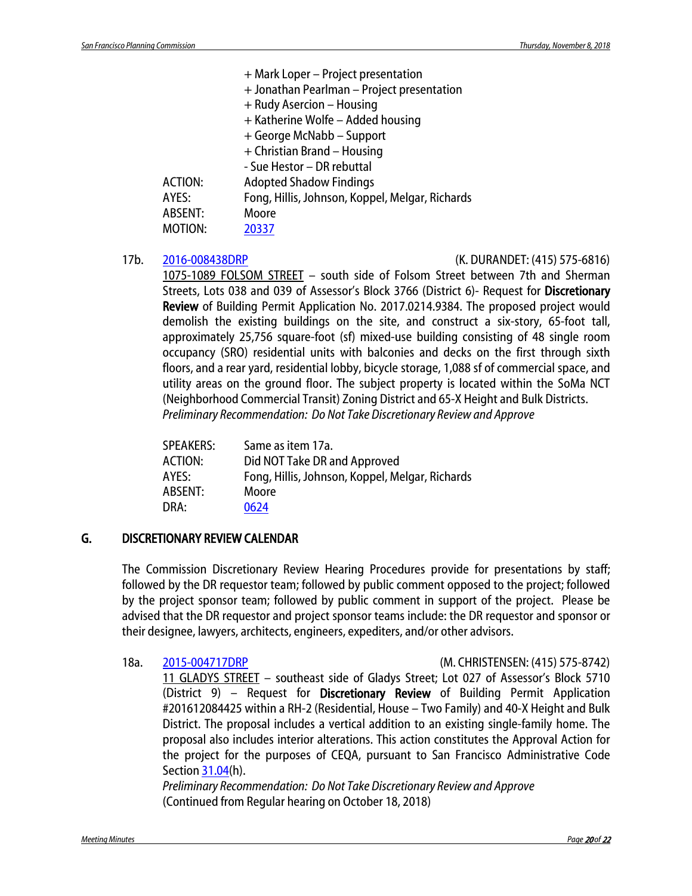+ Mark Loper – Project presentation
+ Jonathan Pearlman – Project presentation
+ Rudy Asercion – Housing
+ Katherine Wolfe – Added housing
+ George McNabb – Support
+ Christian Brand – Housing
- Sue Hestor – DR rebuttal

ACTION: Adopted Shadow Findings
AYES: Fong, Hillis, Johnson, Koppel, Melgar, Richards
ABSENT: Moore
MOTION: 20337

17b. 2016-008438DRP (K. DURANDET: (415) 575-6816)

1075-1089 FOLSOM STREET – south side of Folsom Street between 7th and Sherman Streets, Lots 038 and 039 of Assessor's Block 3766 (District 6)- Request for **Discretionary Review** of Building Permit Application No. 2017.0214.9384. The proposed project would demolish the existing buildings on the site, and construct a six-story, 65-foot tall, approximately 25,756 square-foot (sf) mixed-use building consisting of 48 single room occupancy (SRO) residential units with balconies and decks on the first through sixth floors, and a rear yard, residential lobby, bicycle storage, 1,088 sf of commercial space, and utility areas on the ground floor. The subject property is located within the SoMa NCT (Neighborhood Commercial Transit) Zoning District and 65-X Height and Bulk Districts.

*Preliminary Recommendation: Do Not Take Discretionary Review and Approve*

SPEAKERS: Same as item 17a.
ACTION: Did NOT Take DR and Approved
AYES: Fong, Hillis, Johnson, Koppel, Melgar, Richards
ABSENT: Moore
DRA: 0624

## G. DISCRETIONARY REVIEW CALENDAR

The Commission Discretionary Review Hearing Procedures provide for presentations by staff; followed by the DR requestor team; followed by public comment opposed to the project; followed by the project sponsor team; followed by public comment in support of the project. Please be advised that the DR requestor and project sponsor teams include: the DR requestor and sponsor or their designee, lawyers, architects, engineers, expediters, and/or other advisors.

18a. 2015-004717DRP (M. CHRISTENSEN: (415) 575-8742)

11 GLADYS STREET – southeast side of Gladys Street; Lot 027 of Assessor's Block 5710 (District 9) – Request for **Discretionary Review** of Building Permit Application #201612084425 within a RH-2 (Residential, House – Two Family) and 40-X Height and Bulk District. The proposal includes a vertical addition to an existing single-family home. The proposal also includes interior alterations. This action constitutes the Approval Action for the project for the purposes of CEQA, pursuant to San Francisco Administrative Code Section 31.04(h).

*Preliminary Recommendation: Do Not Take Discretionary Review and Approve*
(Continued from Regular hearing on October 18, 2018)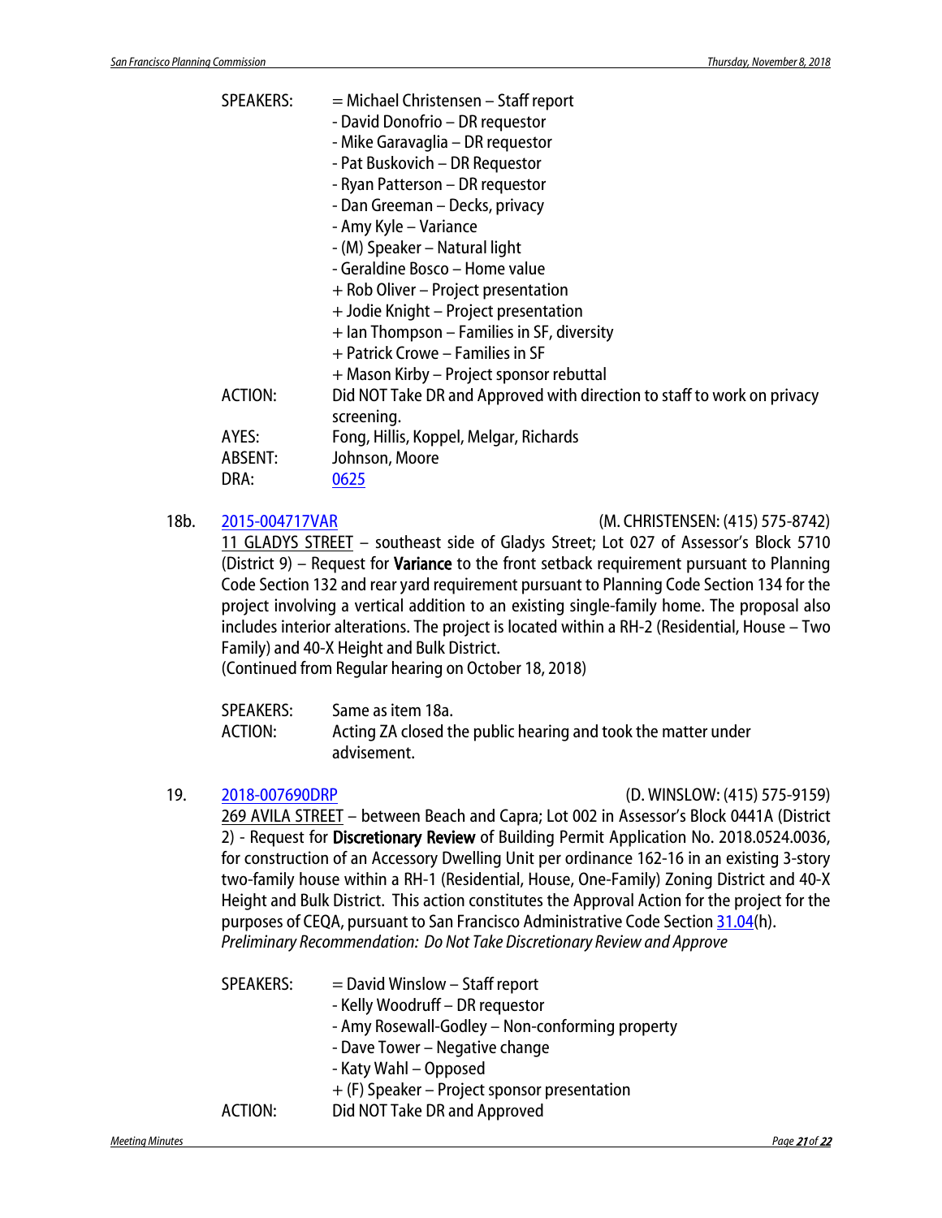SPEAKERS: = Michael Christensen – Staff report
- David Donofrio – DR requestor
- Mike Garavaglia – DR requestor
- Pat Buskovich – DR Requestor
- Ryan Patterson – DR requestor
- Dan Greeman – Decks, privacy
- Amy Kyle – Variance
- (M) Speaker – Natural light
- Geraldine Bosco – Home value
+ Rob Oliver – Project presentation
+ Jodie Knight – Project presentation
+ Ian Thompson – Families in SF, diversity
+ Patrick Crowe – Families in SF
+ Mason Kirby – Project sponsor rebuttal

ACTION: Did NOT Take DR and Approved with direction to staff to work on privacy screening.

AYES: Fong, Hillis, Koppel, Melgar, Richards

ABSENT: Johnson, Moore

DRA: 0625

18b. 2015-004717VAR (M. CHRISTENSEN: (415) 575-8742)

11 GLADYS STREET – southeast side of Gladys Street; Lot 027 of Assessor's Block 5710 (District 9) – Request for **Variance** to the front setback requirement pursuant to Planning Code Section 132 and rear yard requirement pursuant to Planning Code Section 134 for the project involving a vertical addition to an existing single-family home. The proposal also includes interior alterations. The project is located within a RH-2 (Residential, House – Two Family) and 40-X Height and Bulk District.
(Continued from Regular hearing on October 18, 2018)

SPEAKERS: Same as item 18a.

ACTION: Acting ZA closed the public hearing and took the matter under advisement.

19. 2018-007690DRP (D. WINSLOW: (415) 575-9159)

269 AVILA STREET – between Beach and Capra; Lot 002 in Assessor's Block 0441A (District 2) - Request for **Discretionary Review** of Building Permit Application No. 2018.0524.0036, for construction of an Accessory Dwelling Unit per ordinance 162-16 in an existing 3-story two-family house within a RH-1 (Residential, House, One-Family) Zoning District and 40-X Height and Bulk District. This action constitutes the Approval Action for the project for the purposes of CEQA, pursuant to San Francisco Administrative Code Section 31.04(h).
*Preliminary Recommendation: Do Not Take Discretionary Review and Approve*

SPEAKERS: = David Winslow – Staff report
- Kelly Woodruff – DR requestor
- Amy Rosewall-Godley – Non-conforming property
- Dave Tower – Negative change
- Katy Wahl – Opposed
+ (F) Speaker – Project sponsor presentation

ACTION: Did NOT Take DR and Approved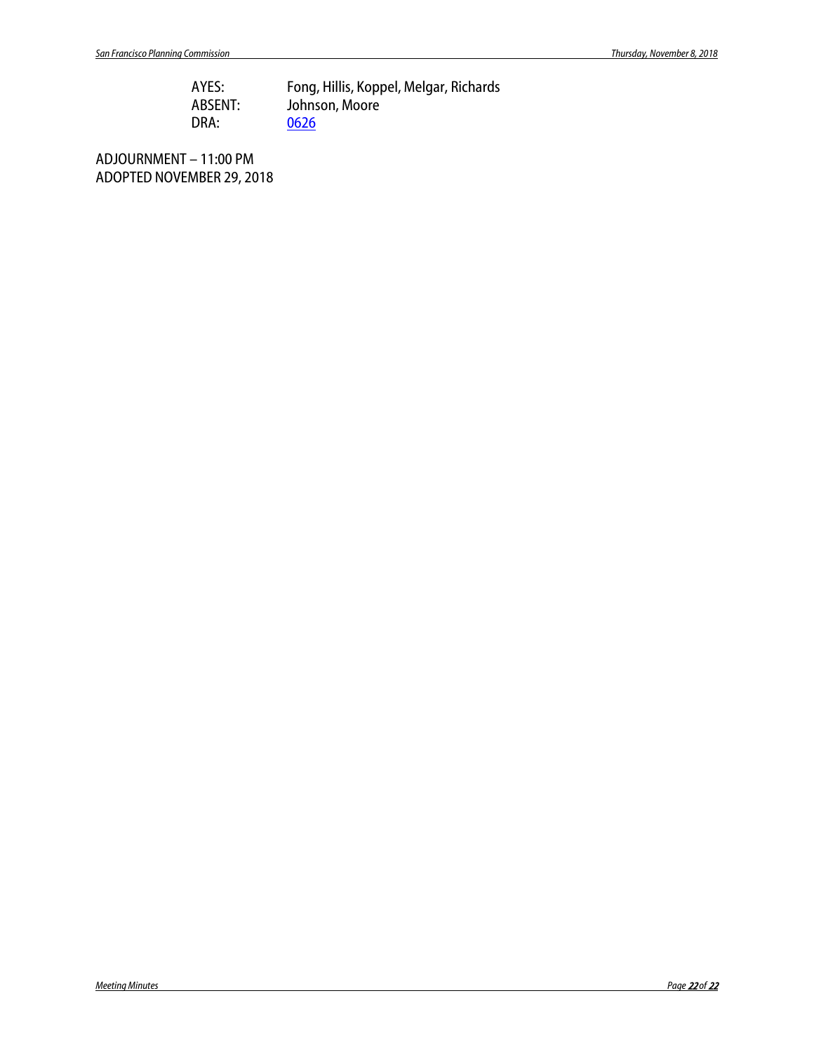AYES: Fong, Hillis, Koppel, Melgar, Richards
ABSENT: Johnson, Moore
DRA: 0626

ADJOURNMENT – 11:00 PM
ADOPTED NOVEMBER 29, 2018